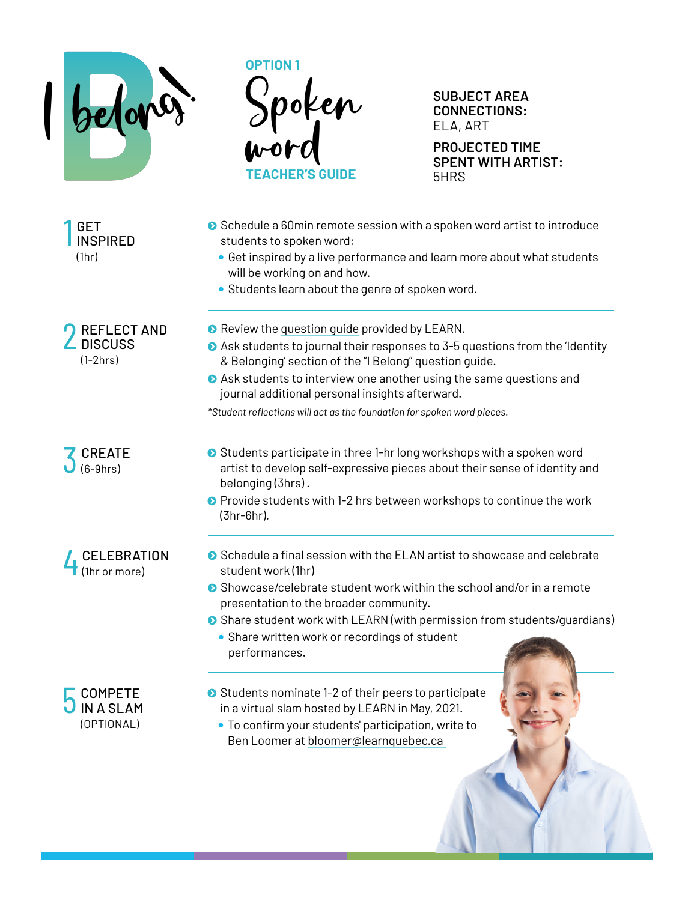# I belong!

## OPTION 1

# Spoken word

## TEACHER'S GUIDE

**SUBJECT AREA CONNECTIONS:**
ELA, ART

**PROJECTED TIME SPENT WITH ARTIST:**
5HRS

### 1 GET INSPIRED (1hr)

- Schedule a 60min remote session with a spoken word artist to introduce students to spoken word:
  - Get inspired by a live performance and learn more about what students will be working on and how.
  - Students learn about the genre of spoken word.

### 2 REFLECT AND DISCUSS (1-2hrs)

- Review the question guide provided by LEARN.
- Ask students to journal their responses to 3-5 questions from the 'Identity & Belonging' section of the "I Belong" question guide.
- Ask students to interview one another using the same questions and journal additional personal insights afterward.

*\*Student reflections will act as the foundation for spoken word pieces.*

### 3 CREATE (6-9hrs)

- Students participate in three 1-hr long workshops with a spoken word artist to develop self-expressive pieces about their sense of identity and belonging (3hrs).
- Provide students with 1-2 hrs between workshops to continue the work (3hr-6hr).

### 4 CELEBRATION (1hr or more)

- Schedule a final session with the ELAN artist to showcase and celebrate student work (1hr)
- Showcase/celebrate student work within the school and/or in a remote presentation to the broader community.
- Share student work with LEARN (with permission from students/guardians)
  - Share written work or recordings of student performances.

### 5 COMPETE IN A SLAM (OPTIONAL)

- Students nominate 1-2 of their peers to participate in a virtual slam hosted by LEARN in May, 2021.
  - To confirm your students' participation, write to Ben Loomer at bloomer@learnquebec.ca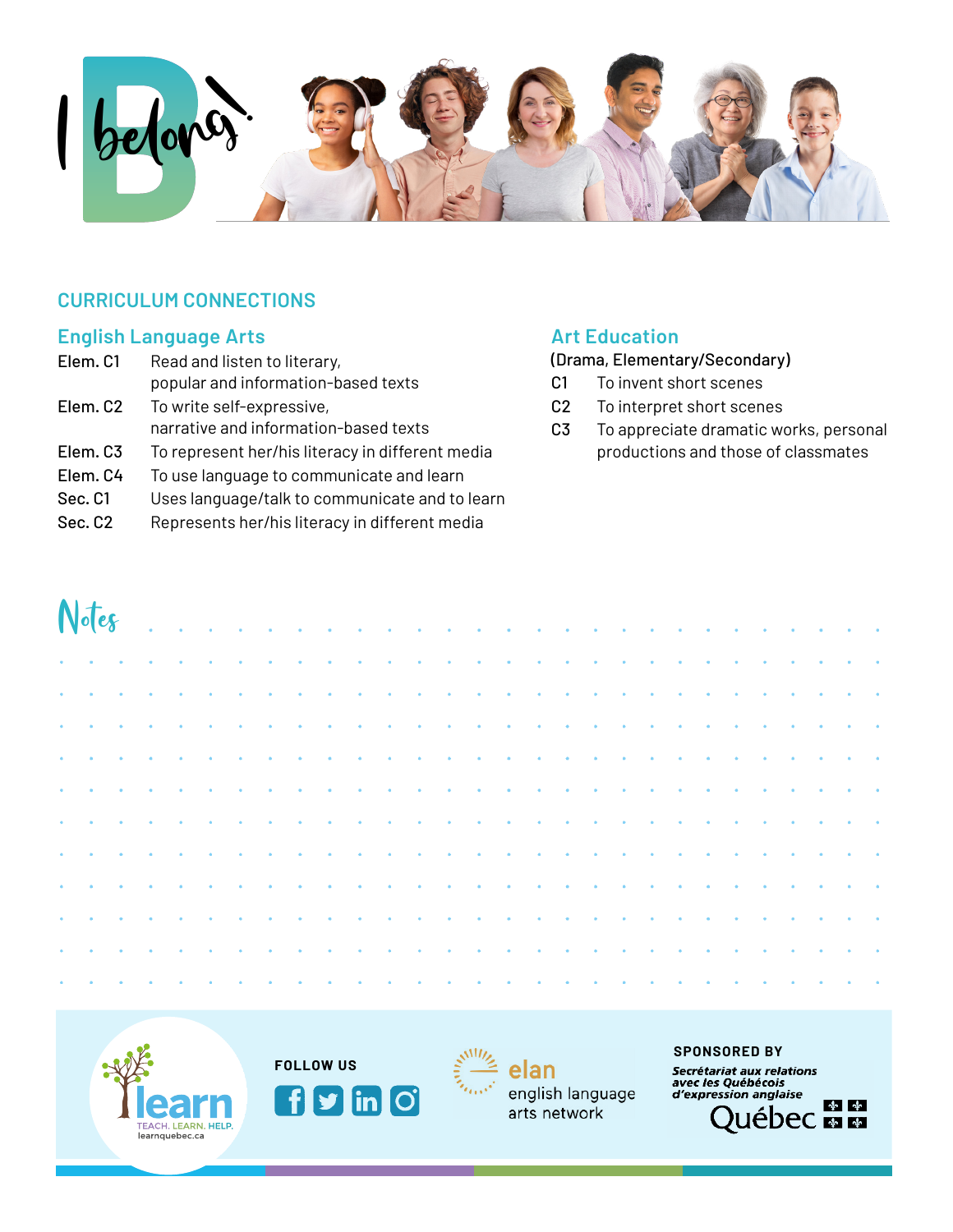I belong!

## CURRICULUM CONNECTIONS

### English Language Arts

| | |
|---|---|
| Elem. C1 | Read and listen to literary, popular and information-based texts |
| Elem. C2 | To write self-expressive, narrative and information-based texts |
| Elem. C3 | To represent her/his literacy in different media |
| Elem. C4 | To use language to communicate and learn |
| Sec. C1 | Uses language/talk to communicate and to learn |
| Sec. C2 | Represents her/his literacy in different media |

### Art Education

(Drama, Elementary/Secondary)

| | |
|---|---|
| C1 | To invent short scenes |
| C2 | To interpret short scenes |
| C3 | To appreciate dramatic works, personal productions and those of classmates |

## Notes

learn
TEACH. LEARN. HELP.
learnquebec.ca

FOLLOW US

elan
english language arts network

SPONSORED BY

*Secrétariat aux relations avec les Québécois d'expression anglaise*

Québec